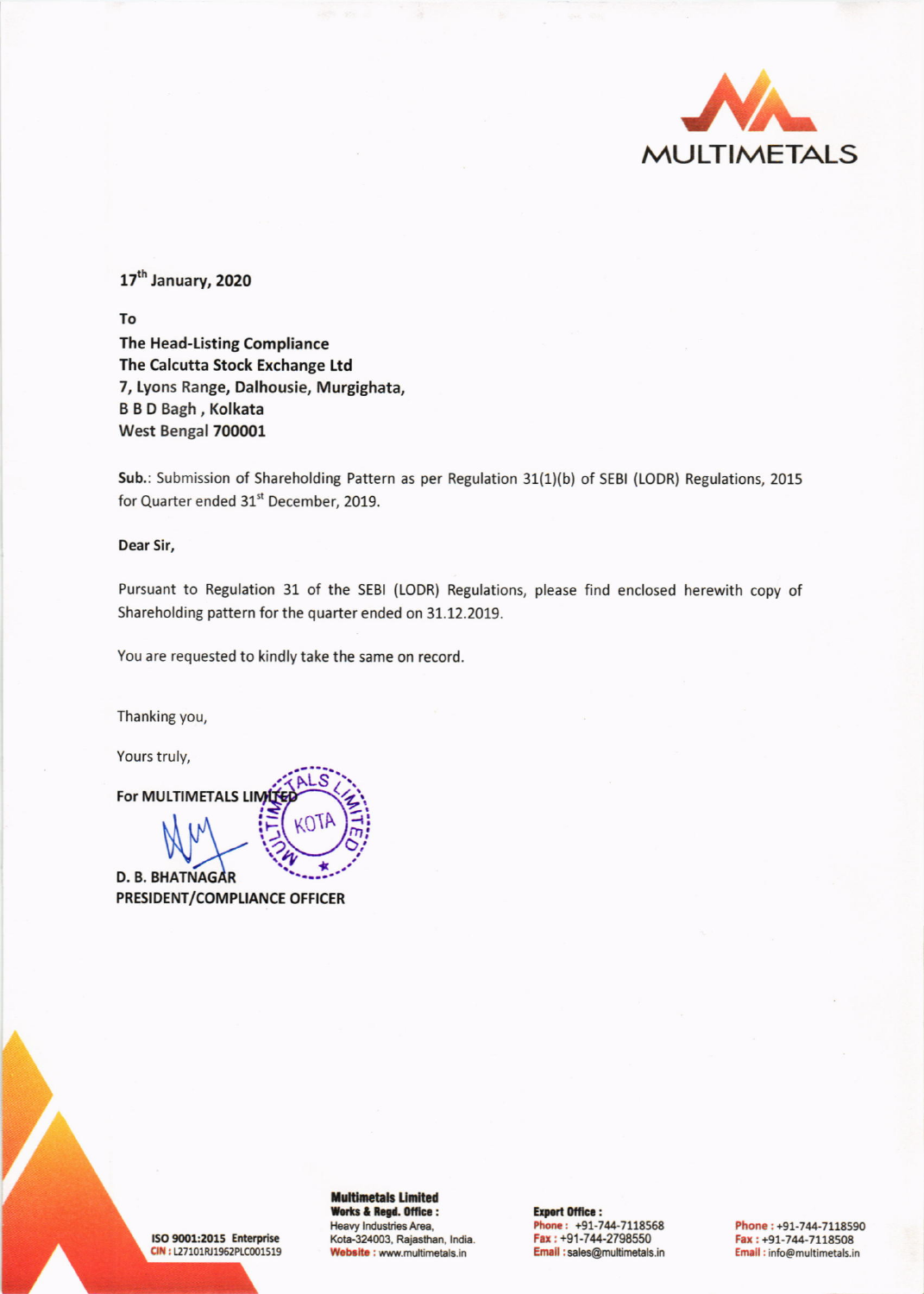MULTIMETALS

17th January, 2020

To

**The Head-Listing Compliance**
**The Calcutta Stock Exchange Ltd**
**7, Lyons Range, Dalhousie, Murgighata,**
**B B D Bagh , Kolkata**
**West Bengal 700001**

**Sub.**: Submission of Shareholding Pattern as per Regulation 31(1)(b) of SEBI (LODR) Regulations, 2015 for Quarter ended 31st December, 2019.

**Dear Sir,**

Pursuant to Regulation 31 of the SEBI (LODR) Regulations, please find enclosed herewith copy of Shareholding pattern for the quarter ended on 31.12.2019.

You are requested to kindly take the same on record.

Thanking you,

Yours truly,

**For MULTIMETALS LIMITED**

**D. B. BHATNAGAR**
**PRESIDENT/COMPLIANCE OFFICER**

ISO 9001:2015 Enterprise
CIN : L27101RJ1962PLC001519

**Multimetals Limited**
**Works & Regd. Office :**
Heavy Industries Area,
Kota-324003, Rajasthan, India.
Website : www.multimetals.in

**Export Office :**
Phone : +91-744-7118568
Fax : +91-744-2798550
Email : sales@multimetals.in

Phone : +91-744-7118590
Fax : +91-744-7118508
Email : info@multimetals.in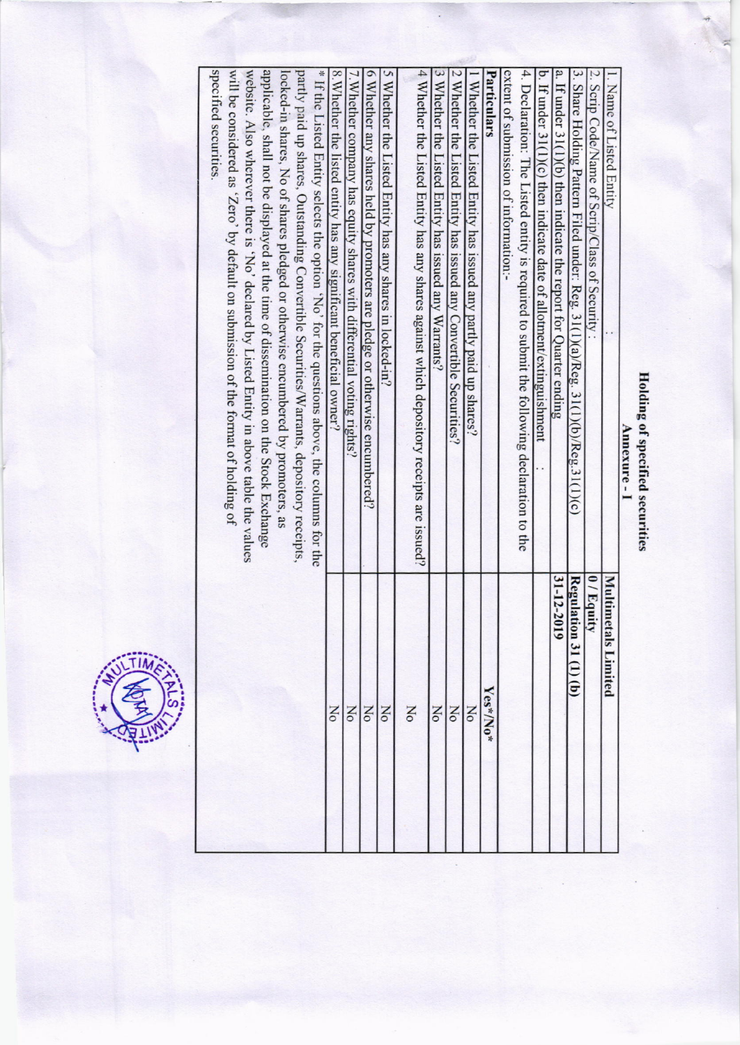# Holding of specified securities

## Annexure - I

| | |
|---|---|
| 1. Name of Listed Entity : | Multimetals Limited |
| 2. Scrip Code/Name of Scrip/Class of Security : | 0 / Equity |
| 3. Share Holding Pattern Filed under: Reg. 31(1)(a)/Reg. 31(1)(b)/Reg.31(1)(c) | Regulation 31 (1) (b) |
| a. If under 31(1)(b) then indicate the report for Quarter ending | 31-12-2019 |
| b. If under 31(1)(c) then indicate date of allotment/extinguishment : | |
| 4. Declaration: The Listed entity is required to submit the following declaration to the extent of submission of information:- | |

| Particulars | Yes*/No* |
|---|---|
| 1 Whether the Listed Entity has issued any partly paid up shares? | No |
| 2 Whether the Listed Entity has issued any Convertible Securities? | No |
| 3 Whether the Listed Entity has issued any Warrants? | No |
| 4 Whether the Listed Entity has any shares against which depository receipts are issued? | No |
| 5 Whether the Listed Entity has any shares in locked-in? | No |
| 6 Whether any shares held by promoters are pledge or otherwise encumbered? | No |
| 7.Whether company has equity shares with differential voting rights? | No |
| 8.Whether the listed entity has any significant beneficial owner? | No |

* If the Listed Entity selects the option 'No' for the questions above, the columns for the partly paid up shares, Outstanding Convertible Securities/Warrants, depository receipts, locked-in shares, No of shares pledged or otherwise encumbered by promoters, as applicable, shall not be displayed at the time of dissemination on the Stock Exchange website. Also wherever there is 'No' declared by Listed Entity in above table the values will be considered as 'Zero' by default on submission of the format of holding of specified securities.